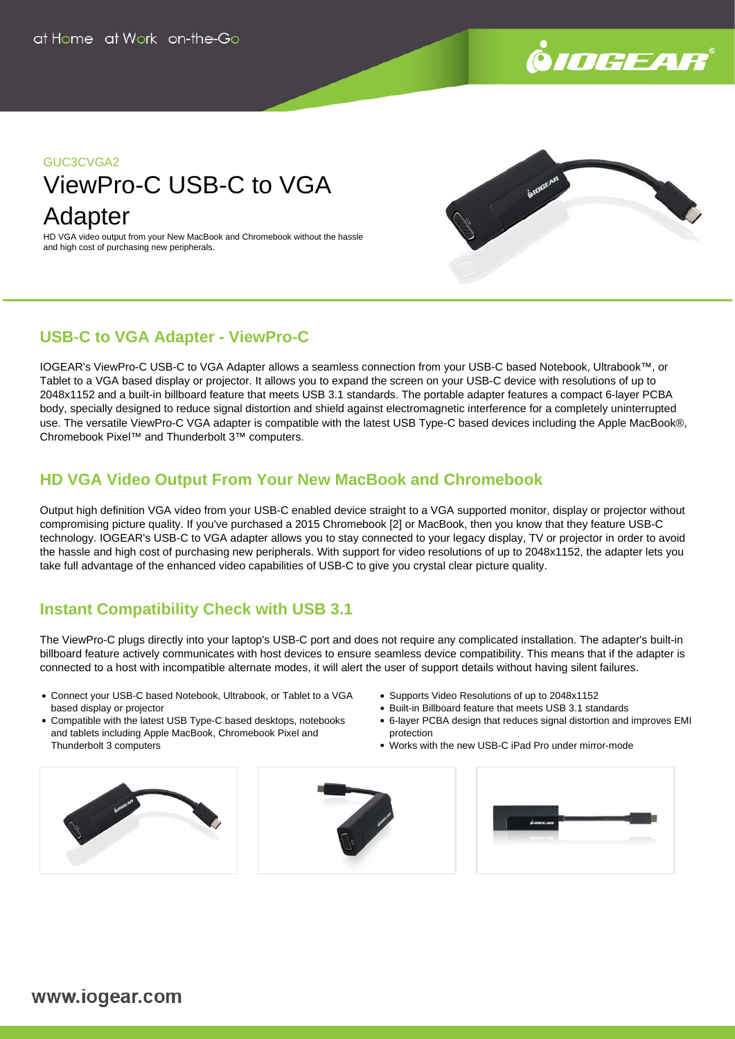GUC3CVGA2

# ViewPro-C USB-C to VGA Adapter

HD VGA video output from your New MacBook and Chromebook without the hassle and high cost of purchasing new peripherals.

## USB-C to VGA Adapter - ViewPro-C

IOGEAR's ViewPro-C USB-C to VGA Adapter allows a seamless connection from your USB-C based Notebook, Ultrabook™, or Tablet to a VGA based display or projector. It allows you to expand the screen on your USB-C device with resolutions of up to 2048x1152 and a built-in billboard feature that meets USB 3.1 standards. The portable adapter features a compact 6-layer PCBA body, specially designed to reduce signal distortion and shield against electromagnetic interference for a completely uninterrupted use. The versatile ViewPro-C VGA adapter is compatible with the latest USB Type-C based devices including the Apple MacBook®, Chromebook Pixel™ and Thunderbolt 3™ computers.

## HD VGA Video Output From Your New MacBook and Chromebook

Output high definition VGA video from your USB-C enabled device straight to a VGA supported monitor, display or projector without compromising picture quality. If you've purchased a 2015 Chromebook [2] or MacBook, then you know that they feature USB-C technology. IOGEAR's USB-C to VGA adapter allows you to stay connected to your legacy display, TV or projector in order to avoid the hassle and high cost of purchasing new peripherals. With support for video resolutions of up to 2048x1152, the adapter lets you take full advantage of the enhanced video capabilities of USB-C to give you crystal clear picture quality.

## Instant Compatibility Check with USB 3.1

The ViewPro-C plugs directly into your laptop's USB-C port and does not require any complicated installation. The adapter's built-in billboard feature actively communicates with host devices to ensure seamless device compatibility. This means that if the adapter is connected to a host with incompatible alternate modes, it will alert the user of support details without having silent failures.

- Connect your USB-C based Notebook, Ultrabook, or Tablet to a VGA based display or projector
- Compatible with the latest USB Type-C based desktops, notebooks and tablets including Apple MacBook, Chromebook Pixel and Thunderbolt 3 computers
- Supports Video Resolutions of up to 2048x1152
- Built-in Billboard feature that meets USB 3.1 standards
- 6-layer PCBA design that reduces signal distortion and improves EMI protection
- Works with the new USB-C iPad Pro under mirror-mode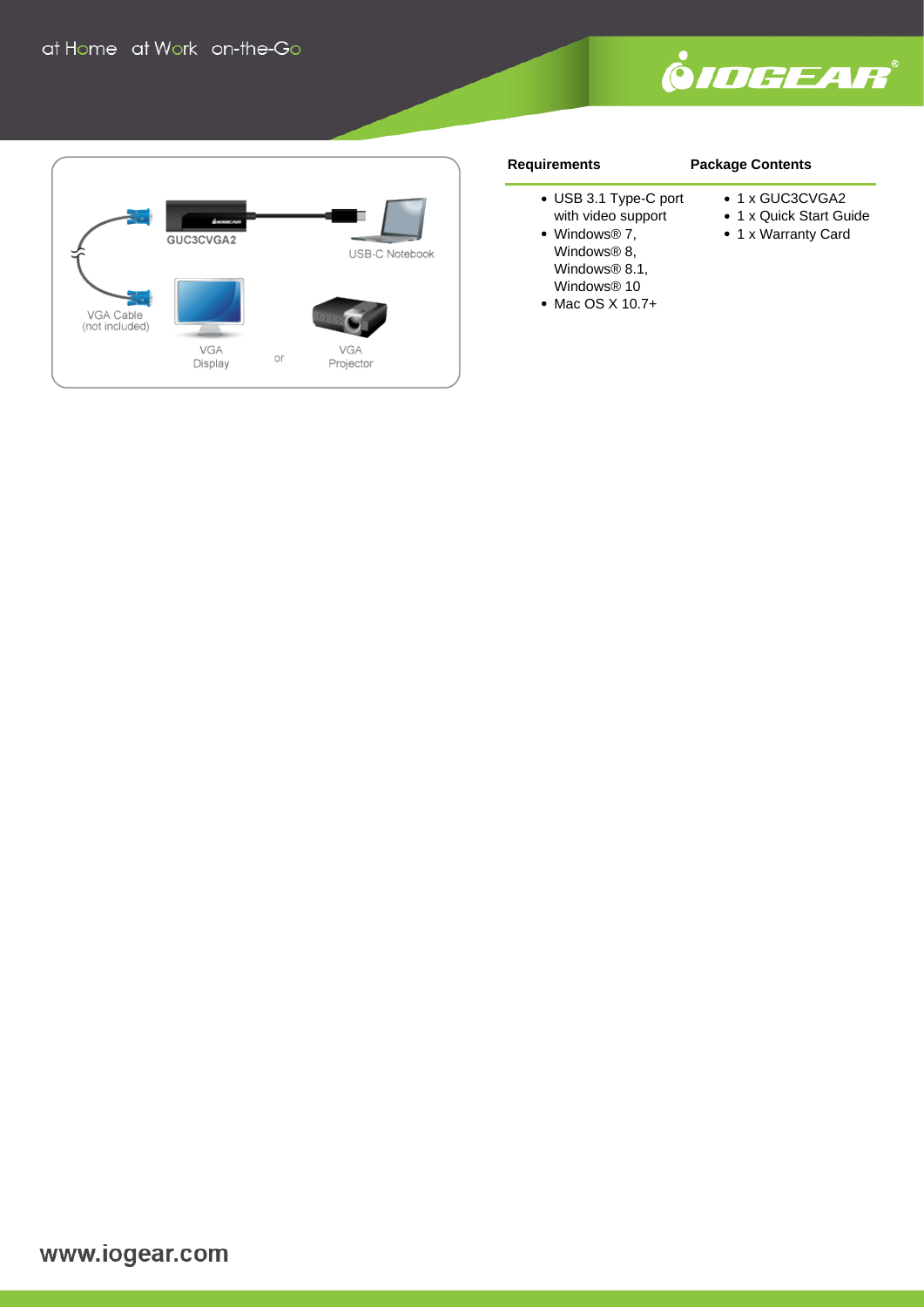at Home at Work on-the-Go

| Requirements | Package Contents |
| --- | --- |
| • USB 3.1 Type-C port with video support<br>• Windows® 7, Windows® 8, Windows® 8.1, Windows® 10<br>• Mac OS X 10.7+ | • 1 x GUC3CVGA2<br>• 1 x Quick Start Guide<br>• 1 x Warranty Card |

www.iogear.com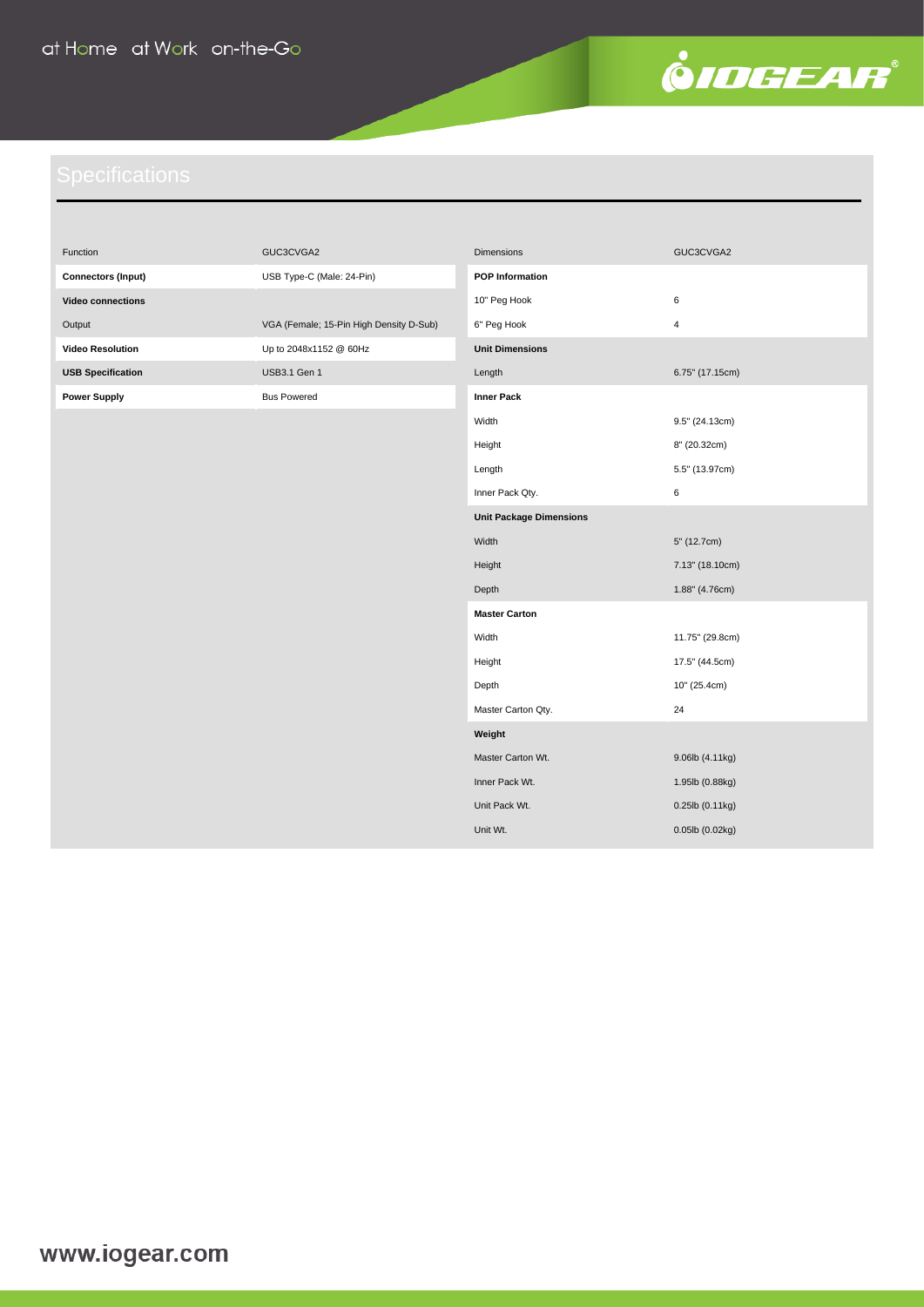# Specifications

| Function | GUC3CVGA2 |
|---|---|
| **Connectors (Input)** | USB Type-C (Male: 24-Pin) |
| **Video connections** | |
| Output | VGA (Female; 15-Pin High Density D-Sub) |
| **Video Resolution** | Up to 2048x1152 @ 60Hz |
| **USB Specification** | USB3.1 Gen 1 |
| **Power Supply** | Bus Powered |

| Dimensions | GUC3CVGA2 |
|---|---|
| **POP Information** | |
| 10" Peg Hook | 6 |
| 6" Peg Hook | 4 |
| **Unit Dimensions** | |
| Length | 6.75" (17.15cm) |
| **Inner Pack** | |
| Width | 9.5" (24.13cm) |
| Height | 8" (20.32cm) |
| Length | 5.5" (13.97cm) |
| Inner Pack Qty. | 6 |
| **Unit Package Dimensions** | |
| Width | 5" (12.7cm) |
| Height | 7.13" (18.10cm) |
| Depth | 1.88" (4.76cm) |
| **Master Carton** | |
| Width | 11.75" (29.8cm) |
| Height | 17.5" (44.5cm) |
| Depth | 10" (25.4cm) |
| Master Carton Qty. | 24 |
| **Weight** | |
| Master Carton Wt. | 9.06lb (4.11kg) |
| Inner Pack Wt. | 1.95lb (0.88kg) |
| Unit Pack Wt. | 0.25lb (0.11kg) |
| Unit Wt. | 0.05lb (0.02kg) |